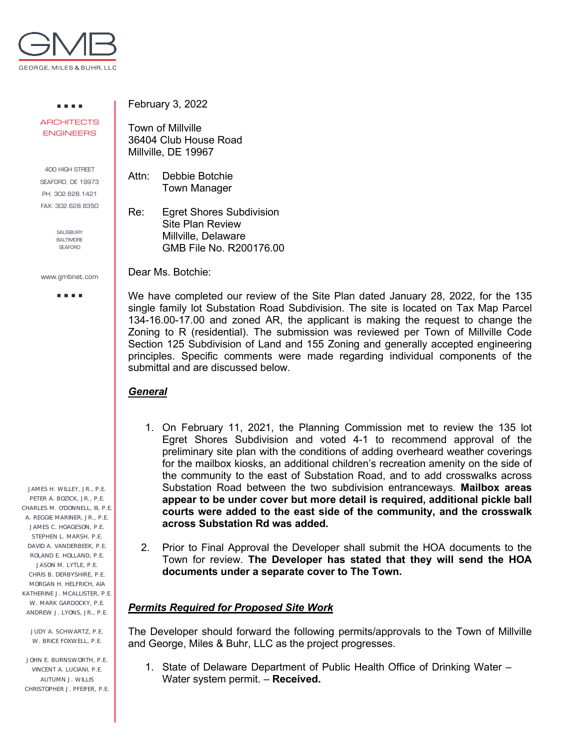GEORGE, MILES & BUHR, LLC

ARCHITECTS
ENGINEERS

400 HIGH STREET
SEAFORD, DE 19973
PH: 302.628.1421
FAX: 302.628.8350

SALISBURY
BALTIMORE
SEAFORD

www.gmbnet.com

JAMES H. WILLEY, JR., P.E.
PETER A. BOZICK, JR., P.E.
CHARLES M. O'DONNELL, III, P.E.
A. REGGIE MARINER, JR., P.E.
JAMES C. HOAGESON, P.E.
STEPHEN L. MARSH, P.E.
DAVID A. VANDERBEEK, P.E.
ROLAND E. HOLLAND, P.E.
JASON M. LYTLE, P.E.
CHRIS B. DERBYSHIRE, P.E.
MORGAN H. HELFRICH, AIA
KATHERINE J. MCALLISTER, P.E.
W. MARK GARDOCKY, P.E.
ANDREW J. LYONS, JR., P.E.

JUDY A. SCHWARTZ, P.E.
W. BRICE FOXWELL, P.E.

JOHN E. BURNSWORTH, P.E.
VINCENT A. LUCIANI, P.E.
AUTUMN J. WILLIS
CHRISTOPHER J. PFEIFER, P.E.

February 3, 2022

Town of Millville
36404 Club House Road
Millville, DE 19967

Attn: Debbie Botchie
Town Manager

Re: Egret Shores Subdivision
Site Plan Review
Millville, Delaware
GMB File No. R200176.00

Dear Ms. Botchie:

We have completed our review of the Site Plan dated January 28, 2022, for the 135 single family lot Substation Road Subdivision. The site is located on Tax Map Parcel 134-16.00-17.00 and zoned AR, the applicant is making the request to change the Zoning to R (residential). The submission was reviewed per Town of Millville Code Section 125 Subdivision of Land and 155 Zoning and generally accepted engineering principles. Specific comments were made regarding individual components of the submittal and are discussed below.

***General***

1. On February 11, 2021, the Planning Commission met to review the 135 lot Egret Shores Subdivision and voted 4-1 to recommend approval of the preliminary site plan with the conditions of adding overhead weather coverings for the mailbox kiosks, an additional children's recreation amenity on the side of the community to the east of Substation Road, and to add crosswalks across Substation Road between the two subdivision entranceways. **Mailbox areas appear to be under cover but more detail is required, additional pickle ball courts were added to the east side of the community, and the crosswalk across Substation Rd was added.**

2. Prior to Final Approval the Developer shall submit the HOA documents to the Town for review. **The Developer has stated that they will send the HOA documents under a separate cover to The Town.**

***Permits Required for Proposed Site Work***

The Developer should forward the following permits/approvals to the Town of Millville and George, Miles & Buhr, LLC as the project progresses.

1. State of Delaware Department of Public Health Office of Drinking Water – Water system permit. – **Received.**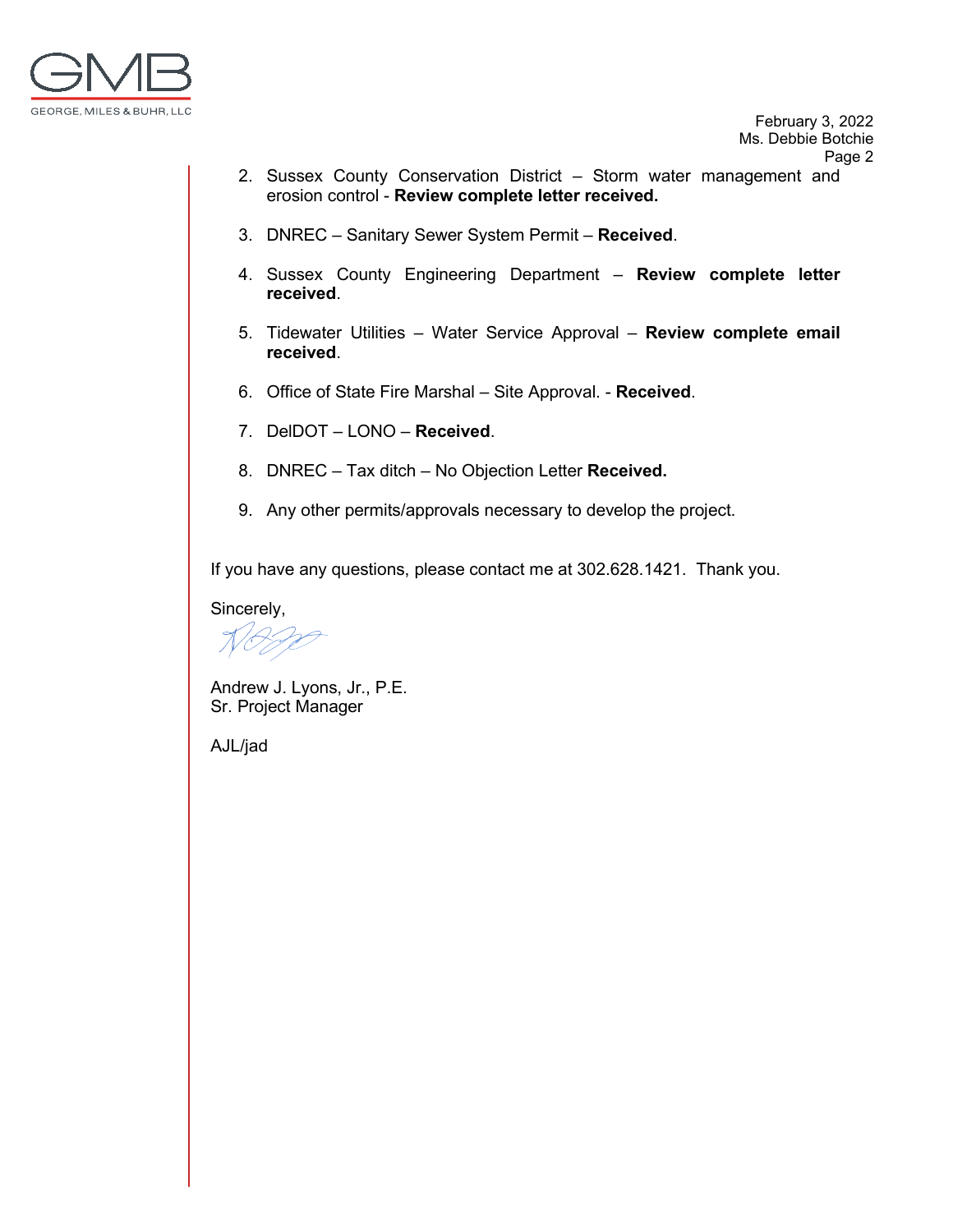2. Sussex County Conservation District – Storm water management and erosion control - **Review complete letter received.**

3. DNREC – Sanitary Sewer System Permit – **Received**.

4. Sussex County Engineering Department – **Review complete letter received**.

5. Tidewater Utilities – Water Service Approval – **Review complete email received**.

6. Office of State Fire Marshal – Site Approval. - **Received**.

7. DelDOT – LONO – **Received**.

8. DNREC – Tax ditch – No Objection Letter **Received.**

9. Any other permits/approvals necessary to develop the project.

If you have any questions, please contact me at 302.628.1421. Thank you.

Sincerely,

Andrew J. Lyons, Jr., P.E.
Sr. Project Manager

AJL/jad